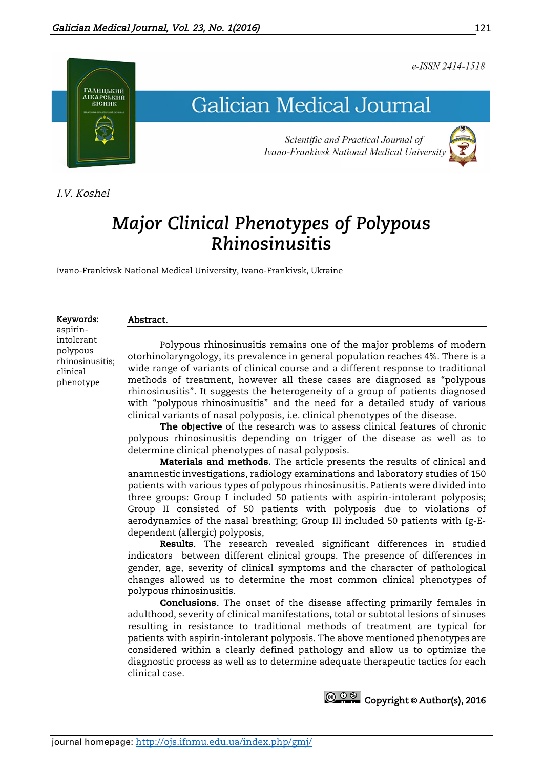e-ISSN 2414-1518

# Galician Medical Journal

*Scientific and Practical Journal of Ivano-Frankivsk National Medical University*

*I.V. Koshel*

# *Major Clinical Phenotypes of Polypous Rhinosinusitis*

Ivano-Frankivsk National Medical University, Ivano-Frankivsk, Ukraine

**Keywords:** aspirin-intolerant polypous rhinosinusitis; clinical phenotype

**Abstract.**

Polypous rhinosinusitis remains one of the major problems of modern otorhinolaryngology, its prevalence in general population reaches 4%. There is a wide range of variants of clinical course and a different response to traditional methods of treatment, however all these cases are diagnosed as "polypous rhinosinusitis". It suggests the heterogeneity of a group of patients diagnosed with "polypous rhinosinusitis" and the need for a detailed study of various clinical variants of nasal polyposis, i.e. clinical phenotypes of the disease.

**The objective** of the research was to assess clinical features of chronic polypous rhinosinusitis depending on trigger of the disease as well as to determine clinical phenotypes of nasal polyposis.

**Materials and methods.** The article presents the results of clinical and anamnestic investigations, radiology examinations and laboratory studies of 150 patients with various types of polypous rhinosinusitis. Patients were divided into three groups: Group I included 50 patients with aspirin-intolerant polyposis; Group II consisted of 50 patients with polyposis due to violations of aerodynamics of the nasal breathing; Group III included 50 patients with Ig-E-dependent (allergic) polyposis,

**Results.** The research revealed significant differences in studied indicators between different clinical groups. The presence of differences in gender, age, severity of clinical symptoms and the character of pathological changes allowed us to determine the most common clinical phenotypes of polypous rhinosinusitis.

**Conclusions.** The onset of the disease affecting primarily females in adulthood, severity of clinical manifestations, total or subtotal lesions of sinuses resulting in resistance to traditional methods of treatment are typical for patients with aspirin-intolerant polyposis. The above mentioned phenotypes are considered within a clearly defined pathology and allow us to optimize the diagnostic process as well as to determine adequate therapeutic tactics for each clinical case.

**Copyright © Author(s), 2016**

journal homepage: http://ojs.ifnmu.edu.ua/index.php/gmj/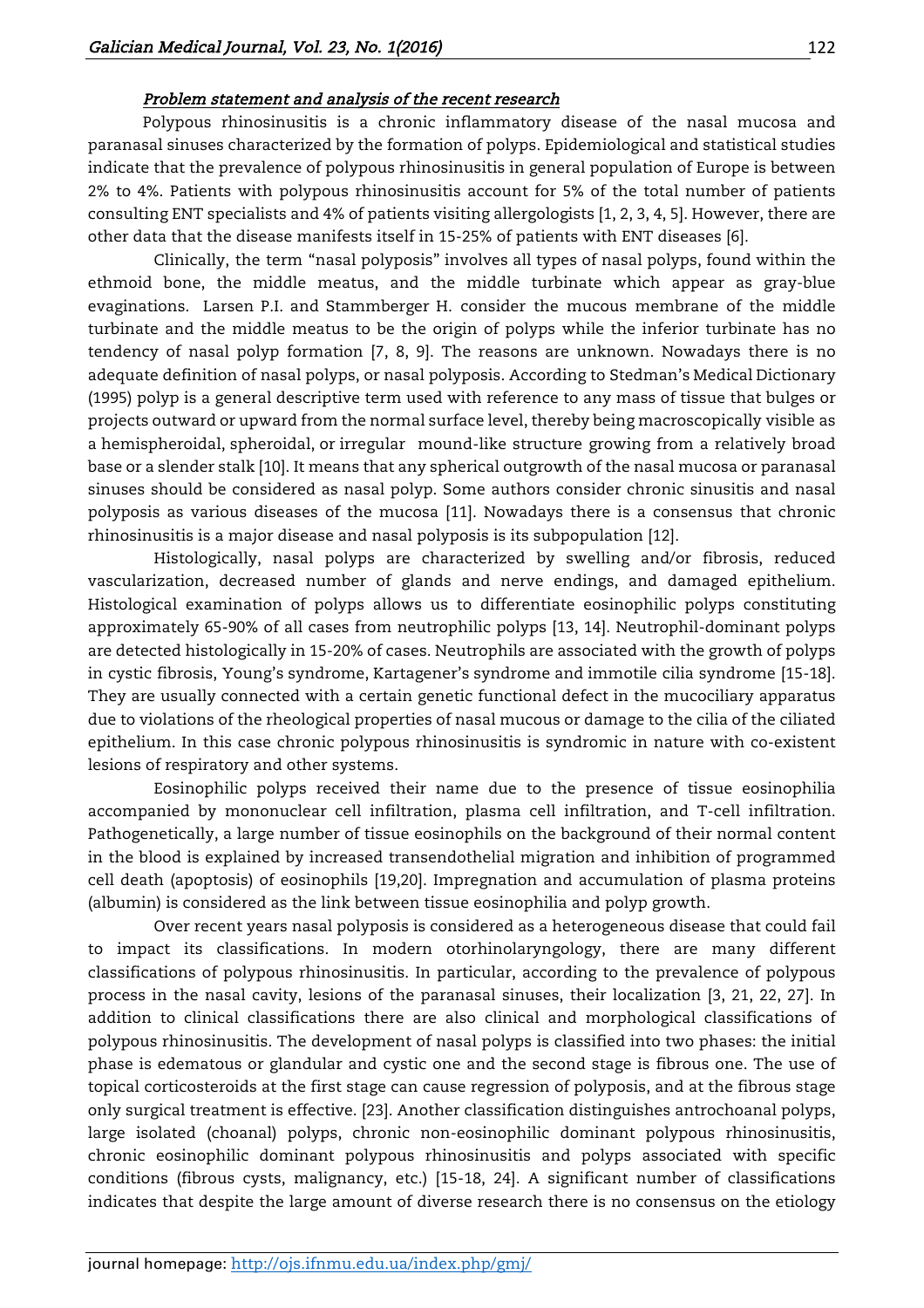### *Problem statement and analysis of the recent research*

Polypous rhinosinusitis is a chronic inflammatory disease of the nasal mucosa and paranasal sinuses characterized by the formation of polyps. Epidemiological and statistical studies indicate that the prevalence of polypous rhinosinusitis in general population of Europe is between 2% to 4%. Patients with polypous rhinosinusitis account for 5% of the total number of patients consulting ENT specialists and 4% of patients visiting allergologists [1, 2, 3, 4, 5]. However, there are other data that the disease manifests itself in 15-25% of patients with ENT diseases [6].

Clinically, the term "nasal polyposis" involves all types of nasal polyps, found within the ethmoid bone, the middle meatus, and the middle turbinate which appear as gray-blue evaginations. Larsen P.I. and Stammberger H. consider the mucous membrane of the middle turbinate and the middle meatus to be the origin of polyps while the inferior turbinate has no tendency of nasal polyp formation [7, 8, 9]. The reasons are unknown. Nowadays there is no adequate definition of nasal polyps, or nasal polyposis. According to Stedman's Medical Dictionary (1995) polyp is a general descriptive term used with reference to any mass of tissue that bulges or projects outward or upward from the normal surface level, thereby being macroscopically visible as a hemispheroidal, spheroidal, or irregular mound-like structure growing from a relatively broad base or a slender stalk [10]. It means that any spherical outgrowth of the nasal mucosa or paranasal sinuses should be considered as nasal polyp. Some authors consider chronic sinusitis and nasal polyposis as various diseases of the mucosa [11]. Nowadays there is a consensus that chronic rhinosinusitis is a major disease and nasal polyposis is its subpopulation [12].

Histologically, nasal polyps are characterized by swelling and/or fibrosis, reduced vascularization, decreased number of glands and nerve endings, and damaged epithelium. Histological examination of polyps allows us to differentiate eosinophilic polyps constituting approximately 65-90% of all cases from neutrophilic polyps [13, 14]. Neutrophil-dominant polyps are detected histologically in 15-20% of cases. Neutrophils are associated with the growth of polyps in cystic fibrosis, Young's syndrome, Kartagener's syndrome and immotile cilia syndrome [15-18]. They are usually connected with a certain genetic functional defect in the mucociliary apparatus due to violations of the rheological properties of nasal mucous or damage to the cilia of the ciliated epithelium. In this case chronic polypous rhinosinusitis is syndromic in nature with co-existent lesions of respiratory and other systems.

Eosinophilic polyps received their name due to the presence of tissue eosinophilia accompanied by mononuclear cell infiltration, plasma cell infiltration, and T-cell infiltration. Pathogenetically, a large number of tissue eosinophils on the background of their normal content in the blood is explained by increased transendothelial migration and inhibition of programmed cell death (apoptosis) of eosinophils [19,20]. Impregnation and accumulation of plasma proteins (albumin) is considered as the link between tissue eosinophilia and polyp growth.

Over recent years nasal polyposis is considered as a heterogeneous disease that could fail to impact its classifications. In modern otorhinolaryngology, there are many different classifications of polypous rhinosinusitis. In particular, according to the prevalence of polypous process in the nasal cavity, lesions of the paranasal sinuses, their localization [3, 21, 22, 27]. In addition to clinical classifications there are also clinical and morphological classifications of polypous rhinosinusitis. The development of nasal polyps is classified into two phases: the initial phase is edematous or glandular and cystic one and the second stage is fibrous one. The use of topical corticosteroids at the first stage can cause regression of polyposis, and at the fibrous stage only surgical treatment is effective. [23]. Another classification distinguishes antrochoanal polyps, large isolated (choanal) polyps, chronic non-eosinophilic dominant polypous rhinosinusitis, chronic eosinophilic dominant polypous rhinosinusitis and polyps associated with specific conditions (fibrous cysts, malignancy, etc.) [15-18, 24]. A significant number of classifications indicates that despite the large amount of diverse research there is no consensus on the etiology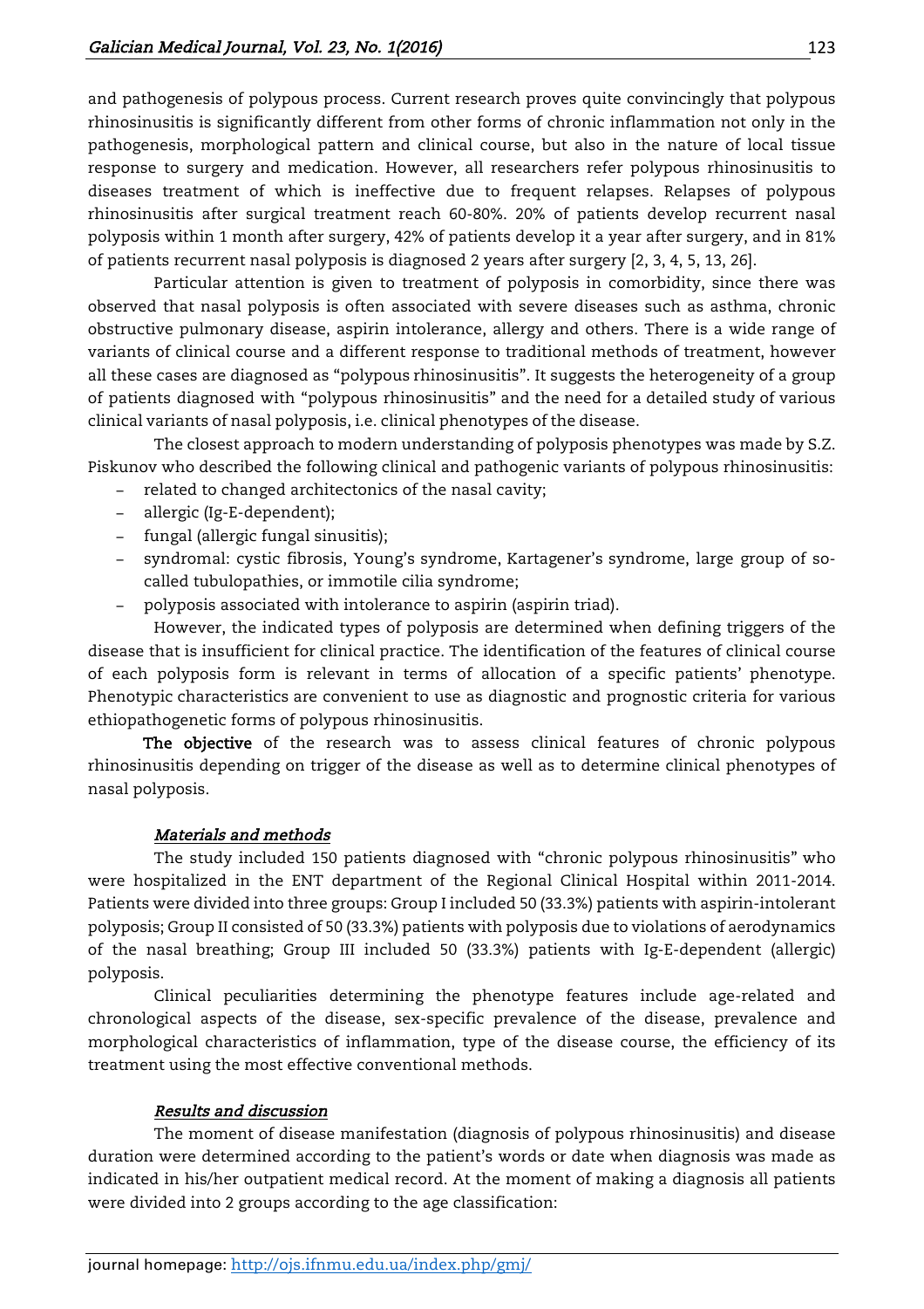and pathogenesis of polypous process. Current research proves quite convincingly that polypous rhinosinusitis is significantly different from other forms of chronic inflammation not only in the pathogenesis, morphological pattern and clinical course, but also in the nature of local tissue response to surgery and medication. However, all researchers refer polypous rhinosinusitis to diseases treatment of which is ineffective due to frequent relapses. Relapses of polypous rhinosinusitis after surgical treatment reach 60-80%. 20% of patients develop recurrent nasal polyposis within 1 month after surgery, 42% of patients develop it a year after surgery, and in 81% of patients recurrent nasal polyposis is diagnosed 2 years after surgery [2, 3, 4, 5, 13, 26].

Particular attention is given to treatment of polyposis in comorbidity, since there was observed that nasal polyposis is often associated with severe diseases such as asthma, chronic obstructive pulmonary disease, aspirin intolerance, allergy and others. There is a wide range of variants of clinical course and a different response to traditional methods of treatment, however all these cases are diagnosed as "polypous rhinosinusitis". It suggests the heterogeneity of a group of patients diagnosed with "polypous rhinosinusitis" and the need for a detailed study of various clinical variants of nasal polyposis, i.e. clinical phenotypes of the disease.

The closest approach to modern understanding of polyposis phenotypes was made by S.Z. Piskunov who described the following clinical and pathogenic variants of polypous rhinosinusitis:

- related to changed architectonics of the nasal cavity;
- allergic (Ig-E-dependent);
- fungal (allergic fungal sinusitis);
- syndromal: cystic fibrosis, Young's syndrome, Kartagener's syndrome, large group of so-called tubulopathies, or immotile cilia syndrome;
- polyposis associated with intolerance to aspirin (aspirin triad).

However, the indicated types of polyposis are determined when defining triggers of the disease that is insufficient for clinical practice. The identification of the features of clinical course of each polyposis form is relevant in terms of allocation of a specific patients' phenotype. Phenotypic characteristics are convenient to use as diagnostic and prognostic criteria for various ethiopathogenetic forms of polypous rhinosinusitis.

**The objective** of the research was to assess clinical features of chronic polypous rhinosinusitis depending on trigger of the disease as well as to determine clinical phenotypes of nasal polyposis.

## *Materials and methods*

The study included 150 patients diagnosed with "chronic polypous rhinosinusitis" who were hospitalized in the ENT department of the Regional Clinical Hospital within 2011-2014. Patients were divided into three groups: Group I included 50 (33.3%) patients with aspirin-intolerant polyposis; Group II consisted of 50 (33.3%) patients with polyposis due to violations of aerodynamics of the nasal breathing; Group III included 50 (33.3%) patients with Ig-E-dependent (allergic) polyposis.

Clinical peculiarities determining the phenotype features include age-related and chronological aspects of the disease, sex-specific prevalence of the disease, prevalence and morphological characteristics of inflammation, type of the disease course, the efficiency of its treatment using the most effective conventional methods.

## *Results and discussion*

The moment of disease manifestation (diagnosis of polypous rhinosinusitis) and disease duration were determined according to the patient's words or date when diagnosis was made as indicated in his/her outpatient medical record. At the moment of making a diagnosis all patients were divided into 2 groups according to the age classification: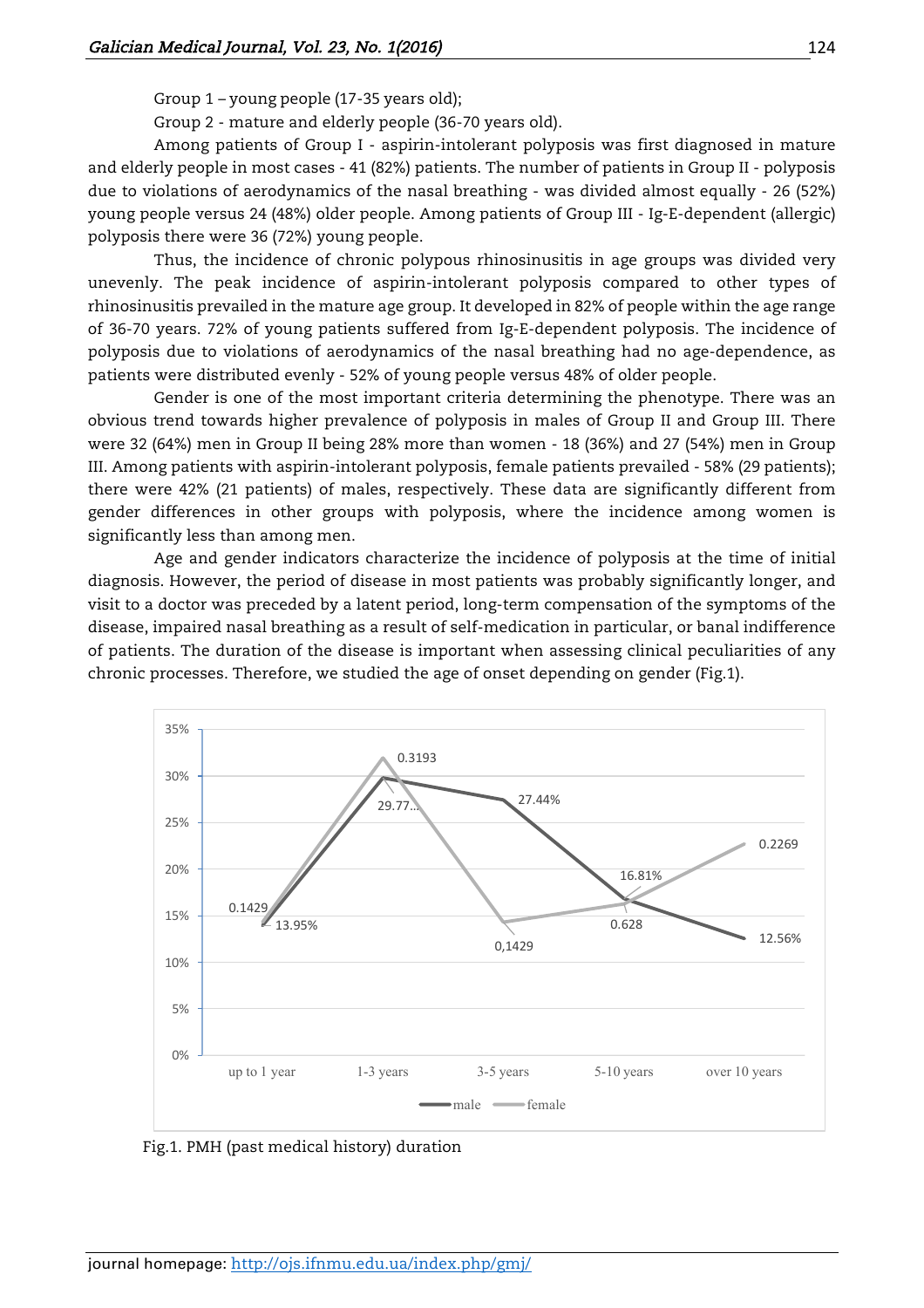Group 1 – young people (17-35 years old);

Group 2 - mature and elderly people (36-70 years old).

Among patients of Group I - aspirin-intolerant polyposis was first diagnosed in mature and elderly people in most cases - 41 (82%) patients. The number of patients in Group II - polyposis due to violations of aerodynamics of the nasal breathing - was divided almost equally - 26 (52%) young people versus 24 (48%) older people. Among patients of Group III - Ig-E-dependent (allergic) polyposis there were 36 (72%) young people.

Thus, the incidence of chronic polypous rhinosinusitis in age groups was divided very unevenly. The peak incidence of aspirin-intolerant polyposis compared to other types of rhinosinusitis prevailed in the mature age group. It developed in 82% of people within the age range of 36-70 years. 72% of young patients suffered from Ig-E-dependent polyposis. The incidence of polyposis due to violations of aerodynamics of the nasal breathing had no age-dependence, as patients were distributed evenly - 52% of young people versus 48% of older people.

Gender is one of the most important criteria determining the phenotype. There was an obvious trend towards higher prevalence of polyposis in males of Group II and Group III. There were 32 (64%) men in Group II being 28% more than women - 18 (36%) and 27 (54%) men in Group III. Among patients with aspirin-intolerant polyposis, female patients prevailed - 58% (29 patients); there were 42% (21 patients) of males, respectively. These data are significantly different from gender differences in other groups with polyposis, where the incidence among women is significantly less than among men.

Age and gender indicators characterize the incidence of polyposis at the time of initial diagnosis. However, the period of disease in most patients was probably significantly longer, and visit to a doctor was preceded by a latent period, long-term compensation of the symptoms of the disease, impaired nasal breathing as a result of self-medication in particular, or banal indifference of patients. The duration of the disease is important when assessing clinical peculiarities of any chronic processes. Therefore, we studied the age of onset depending on gender (Fig.1).

| Duration | male | female |
|---|---|---|
| up to 1 year | 13.95% | 0.1429 |
| 1-3 years | 29.77... | 0.3193 |
| 3-5 years | 27.44% | 0,1429 |
| 5-10 years | 16.81% | 0.628 |
| over 10 years | 12.56% | 0.2269 |

Fig.1. PMH (past medical history) duration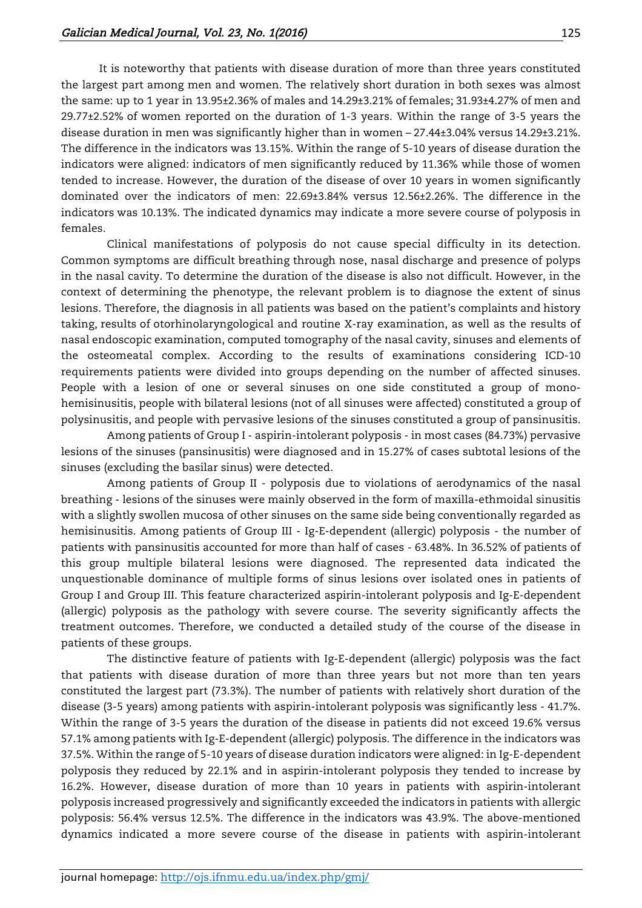It is noteworthy that patients with disease duration of more than three years constituted the largest part among men and women. The relatively short duration in both sexes was almost the same: up to 1 year in 13.95±2.36% of males and 14.29±3.21% of females; 31.93±4.27% of men and 29.77±2.52% of women reported on the duration of 1-3 years. Within the range of 3-5 years the disease duration in men was significantly higher than in women – 27.44±3.04% versus 14.29±3.21%. The difference in the indicators was 13.15%. Within the range of 5-10 years of disease duration the indicators were aligned: indicators of men significantly reduced by 11.36% while those of women tended to increase. However, the duration of the disease of over 10 years in women significantly dominated over the indicators of men: 22.69±3.84% versus 12.56±2.26%. The difference in the indicators was 10.13%. The indicated dynamics may indicate a more severe course of polyposis in females.

Clinical manifestations of polyposis do not cause special difficulty in its detection. Common symptoms are difficult breathing through nose, nasal discharge and presence of polyps in the nasal cavity. To determine the duration of the disease is also not difficult. However, in the context of determining the phenotype, the relevant problem is to diagnose the extent of sinus lesions. Therefore, the diagnosis in all patients was based on the patient's complaints and history taking, results of otorhinolaryngological and routine X-ray examination, as well as the results of nasal endoscopic examination, computed tomography of the nasal cavity, sinuses and elements of the osteomeatal complex. According to the results of examinations considering ICD-10 requirements patients were divided into groups depending on the number of affected sinuses. People with a lesion of one or several sinuses on one side constituted a group of mono-hemisinusitis, people with bilateral lesions (not of all sinuses were affected) constituted a group of polysinusitis, and people with pervasive lesions of the sinuses constituted a group of pansinusitis.

Among patients of Group I - aspirin-intolerant polyposis - in most cases (84.73%) pervasive lesions of the sinuses (pansinusitis) were diagnosed and in 15.27% of cases subtotal lesions of the sinuses (excluding the basilar sinus) were detected.

Among patients of Group II - polyposis due to violations of aerodynamics of the nasal breathing - lesions of the sinuses were mainly observed in the form of maxilla-ethmoidal sinusitis with a slightly swollen mucosa of other sinuses on the same side being conventionally regarded as hemisinusitis. Among patients of Group III - Ig-E-dependent (allergic) polyposis - the number of patients with pansinusitis accounted for more than half of cases - 63.48%. In 36.52% of patients of this group multiple bilateral lesions were diagnosed. The represented data indicated the unquestionable dominance of multiple forms of sinus lesions over isolated ones in patients of Group I and Group III. This feature characterized aspirin-intolerant polyposis and Ig-E-dependent (allergic) polyposis as the pathology with severe course. The severity significantly affects the treatment outcomes. Therefore, we conducted a detailed study of the course of the disease in patients of these groups.

The distinctive feature of patients with Ig-E-dependent (allergic) polyposis was the fact that patients with disease duration of more than three years but not more than ten years constituted the largest part (73.3%). The number of patients with relatively short duration of the disease (3-5 years) among patients with aspirin-intolerant polyposis was significantly less - 41.7%. Within the range of 3-5 years the duration of the disease in patients did not exceed 19.6% versus 57.1% among patients with Ig-E-dependent (allergic) polyposis. The difference in the indicators was 37.5%. Within the range of 5-10 years of disease duration indicators were aligned: in Ig-E-dependent polyposis they reduced by 22.1% and in aspirin-intolerant polyposis they tended to increase by 16.2%. However, disease duration of more than 10 years in patients with aspirin-intolerant polyposis increased progressively and significantly exceeded the indicators in patients with allergic polyposis: 56.4% versus 12.5%. The difference in the indicators was 43.9%. The above-mentioned dynamics indicated a more severe course of the disease in patients with aspirin-intolerant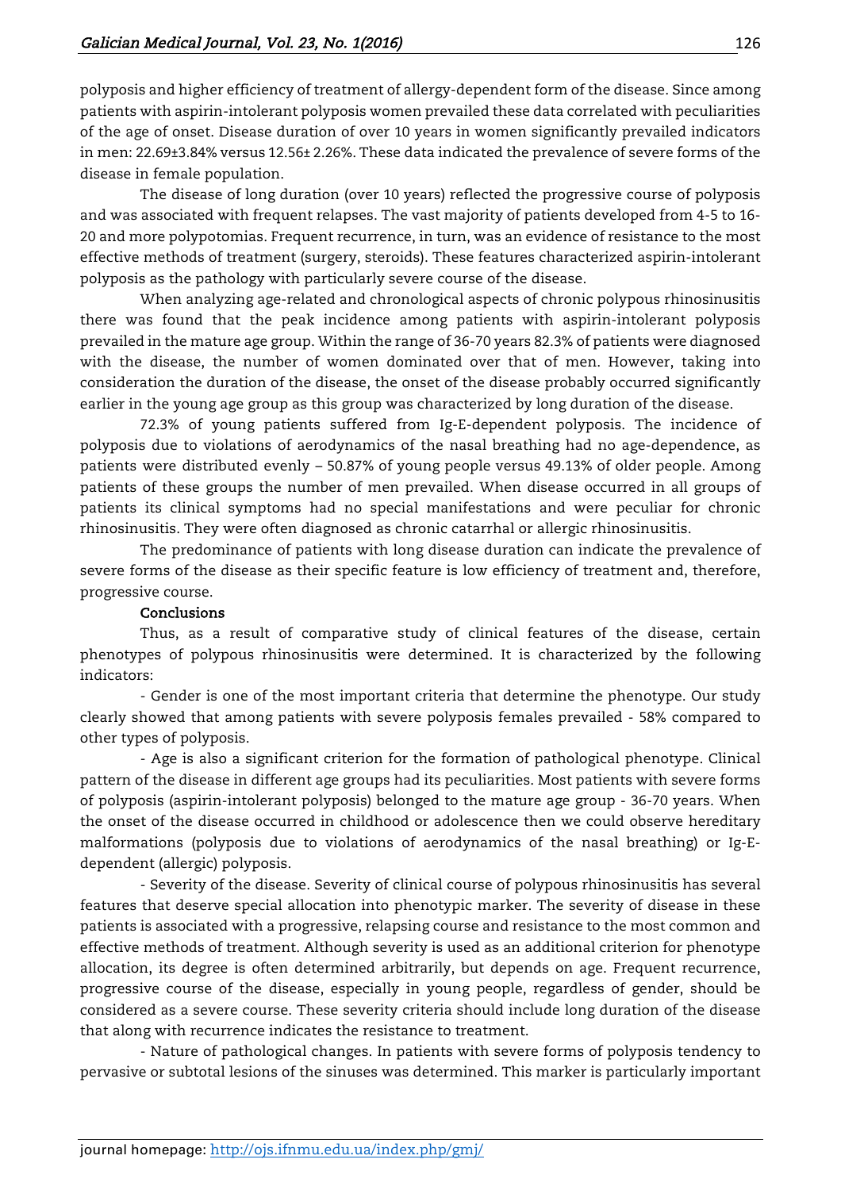polyposis and higher efficiency of treatment of allergy-dependent form of the disease. Since among patients with aspirin-intolerant polyposis women prevailed these data correlated with peculiarities of the age of onset. Disease duration of over 10 years in women significantly prevailed indicators in men: 22.69±3.84% versus 12.56± 2.26%. These data indicated the prevalence of severe forms of the disease in female population.

The disease of long duration (over 10 years) reflected the progressive course of polyposis and was associated with frequent relapses. The vast majority of patients developed from 4-5 to 16-20 and more polypotomias. Frequent recurrence, in turn, was an evidence of resistance to the most effective methods of treatment (surgery, steroids). These features characterized aspirin-intolerant polyposis as the pathology with particularly severe course of the disease.

When analyzing age-related and chronological aspects of chronic polypous rhinosinusitis there was found that the peak incidence among patients with aspirin-intolerant polyposis prevailed in the mature age group. Within the range of 36-70 years 82.3% of patients were diagnosed with the disease, the number of women dominated over that of men. However, taking into consideration the duration of the disease, the onset of the disease probably occurred significantly earlier in the young age group as this group was characterized by long duration of the disease.

72.3% of young patients suffered from Ig-E-dependent polyposis. The incidence of polyposis due to violations of aerodynamics of the nasal breathing had no age-dependence, as patients were distributed evenly – 50.87% of young people versus 49.13% of older people. Among patients of these groups the number of men prevailed. When disease occurred in all groups of patients its clinical symptoms had no special manifestations and were peculiar for chronic rhinosinusitis. They were often diagnosed as chronic catarrhal or allergic rhinosinusitis.

The predominance of patients with long disease duration can indicate the prevalence of severe forms of the disease as their specific feature is low efficiency of treatment and, therefore, progressive course.

## Conclusions

Thus, as a result of comparative study of clinical features of the disease, certain phenotypes of polypous rhinosinusitis were determined. It is characterized by the following indicators:

- Gender is one of the most important criteria that determine the phenotype. Our study clearly showed that among patients with severe polyposis females prevailed - 58% compared to other types of polyposis.

- Age is also a significant criterion for the formation of pathological phenotype. Clinical pattern of the disease in different age groups had its peculiarities. Most patients with severe forms of polyposis (aspirin-intolerant polyposis) belonged to the mature age group - 36-70 years. When the onset of the disease occurred in childhood or adolescence then we could observe hereditary malformations (polyposis due to violations of aerodynamics of the nasal breathing) or Ig-E-dependent (allergic) polyposis.

- Severity of the disease. Severity of clinical course of polypous rhinosinusitis has several features that deserve special allocation into phenotypic marker. The severity of disease in these patients is associated with a progressive, relapsing course and resistance to the most common and effective methods of treatment. Although severity is used as an additional criterion for phenotype allocation, its degree is often determined arbitrarily, but depends on age. Frequent recurrence, progressive course of the disease, especially in young people, regardless of gender, should be considered as a severe course. These severity criteria should include long duration of the disease that along with recurrence indicates the resistance to treatment.

- Nature of pathological changes. In patients with severe forms of polyposis tendency to pervasive or subtotal lesions of the sinuses was determined. This marker is particularly important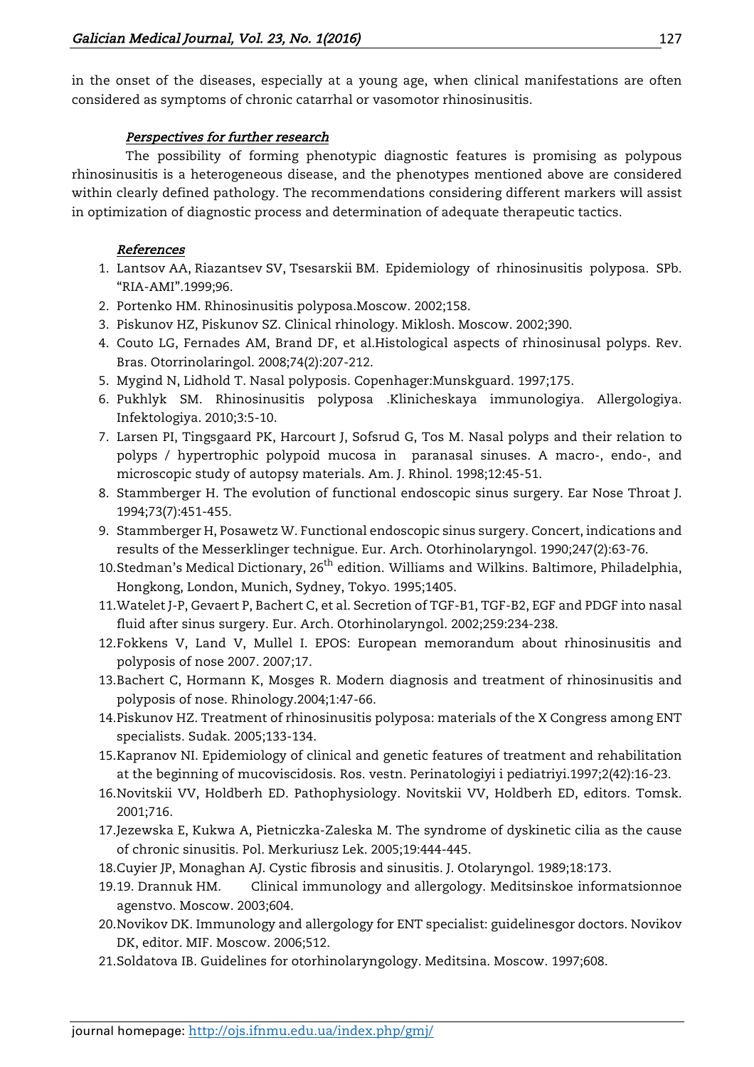in the onset of the diseases, especially at a young age, when clinical manifestations are often considered as symptoms of chronic catarrhal or vasomotor rhinosinusitis.

### *Perspectives for further research*

The possibility of forming phenotypic diagnostic features is promising as polypous rhinosinusitis is a heterogeneous disease, and the phenotypes mentioned above are considered within clearly defined pathology. The recommendations considering different markers will assist in optimization of diagnostic process and determination of adequate therapeutic tactics.

### *References*

1. Lantsov AA, Riazantsev SV, Tsesarskii BM. Epidemiology of rhinosinusitis polyposa. SPb. “RIA-AMI”.1999;96.
2. Portenko HM. Rhinosinusitis polyposa.Moscow. 2002;158.
3. Piskunov HZ, Piskunov SZ. Clinical rhinology. Miklosh. Moscow. 2002;390.
4. Couto LG, Fernades AM, Brand DF, et al.Histological aspects of rhinosinusal polyps. Rev. Bras. Otorrinolaringol. 2008;74(2):207-212.
5. Mygind N, Lidhold T. Nasal polyposis. Copenhager:Munskguard. 1997;175.
6. Pukhlyk SM. Rhinosinusitis polyposa .Klinicheskaya immunologiya. Allergologiya. Infektologiya. 2010;3:5-10.
7. Larsen PI, Tingsgaard PK, Harcourt J, Sofsrud G, Tos M. Nasal polyps and their relation to polyps / hypertrophic polypoid mucosa in paranasal sinuses. A macro-, endo-, and microscopic study of autopsy materials. Am. J. Rhinol. 1998;12:45-51.
8. Stammberger H. The evolution of functional endoscopic sinus surgery. Ear Nose Throat J. 1994;73(7):451-455.
9. Stammberger H, Posawetz W. Functional endoscopic sinus surgery. Concert, indications and results of the Messerklinger technigue. Eur. Arch. Otorhinolaryngol. 1990;247(2):63-76.
10. Stedman’s Medical Dictionary, 26th edition. Williams and Wilkins. Baltimore, Philadelphia, Hongkong, London, Munich, Sydney, Tokyo. 1995;1405.
11. Watelet J-P, Gevaert P, Bachert C, et al. Secretion of TGF-B1, TGF-B2, EGF and PDGF into nasal fluid after sinus surgery. Eur. Arch. Otorhinolaryngol. 2002;259:234-238.
12. Fokkens V, Land V, Mullel I. EPOS: European memorandum about rhinosinusitis and polyposis of nose 2007. 2007;17.
13. Bachert C, Hormann K, Mosges R. Modern diagnosis and treatment of rhinosinusitis and polyposis of nose. Rhinology.2004;1:47-66.
14. Piskunov HZ. Treatment of rhinosinusitis polyposa: materials of the X Congress among ENT specialists. Sudak. 2005;133-134.
15. Kapranov NI. Epidemiology of clinical and genetic features of treatment and rehabilitation at the beginning of mucoviscidosis. Ros. vestn. Perinatologiyi i pediatriyi.1997;2(42):16-23.
16. Novitskii VV, Holdberh ED. Pathophysiology. Novitskii VV, Holdberh ED, editors. Tomsk. 2001;716.
17. Jezewska E, Kukwa A, Pietniczka-Zaleska M. The syndrome of dyskinetic cilia as the cause of chronic sinusitis. Pol. Merkuriusz Lek. 2005;19:444-445.
18. Cuyier JP, Monaghan AJ. Cystic fibrosis and sinusitis. J. Otolaryngol. 1989;18:173.
19. 19. Drannuk HM. Clinical immunology and allergology. Meditsinskoe informatsionnoe agenstvo. Moscow. 2003;604.
20. Novikov DK. Immunology and allergology for ENT specialist: guidelinesgor doctors. Novikov DK, editor. MIF. Moscow. 2006;512.
21. Soldatova IB. Guidelines for otorhinolaryngology. Meditsina. Moscow. 1997;608.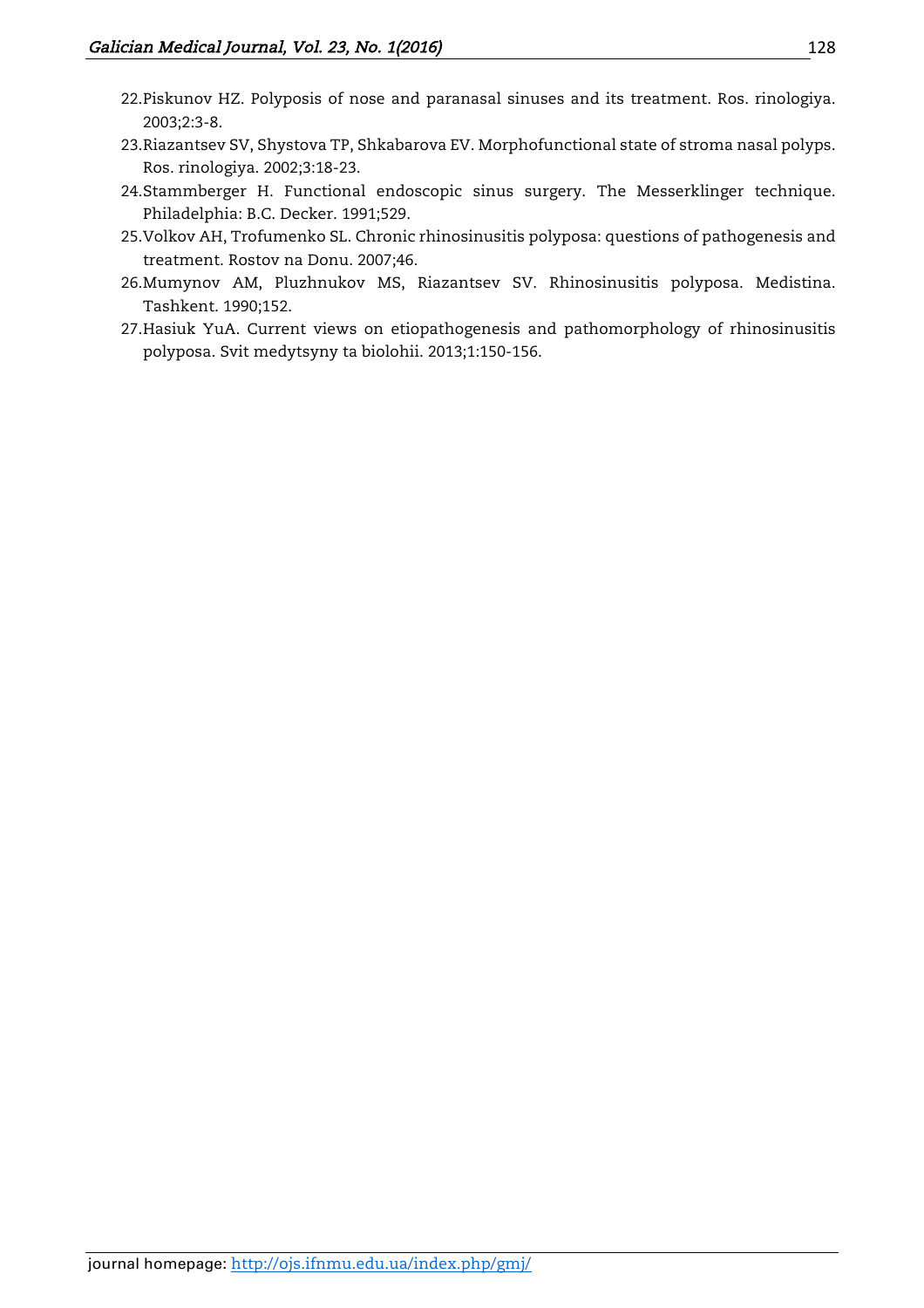22. Piskunov HZ. Polyposis of nose and paranasal sinuses and its treatment. Ros. rinologiya. 2003;2:3-8.
23. Riazantsev SV, Shystova TP, Shkabarova EV. Morphofunctional state of stroma nasal polyps. Ros. rinologiya. 2002;3:18-23.
24. Stammberger H. Functional endoscopic sinus surgery. The Messerklinger technique. Philadelphia: B.C. Decker. 1991;529.
25. Volkov AH, Trofumenko SL. Chronic rhinosinusitis polyposa: questions of pathogenesis and treatment. Rostov na Donu. 2007;46.
26. Mumynov AM, Pluzhnukov MS, Riazantsev SV. Rhinosinusitis polyposa. Medistina. Tashkent. 1990;152.
27. Hasiuk YuA. Current views on etiopathogenesis and pathomorphology of rhinosinusitis polyposa. Svit medytsyny ta biolohii. 2013;1:150-156.